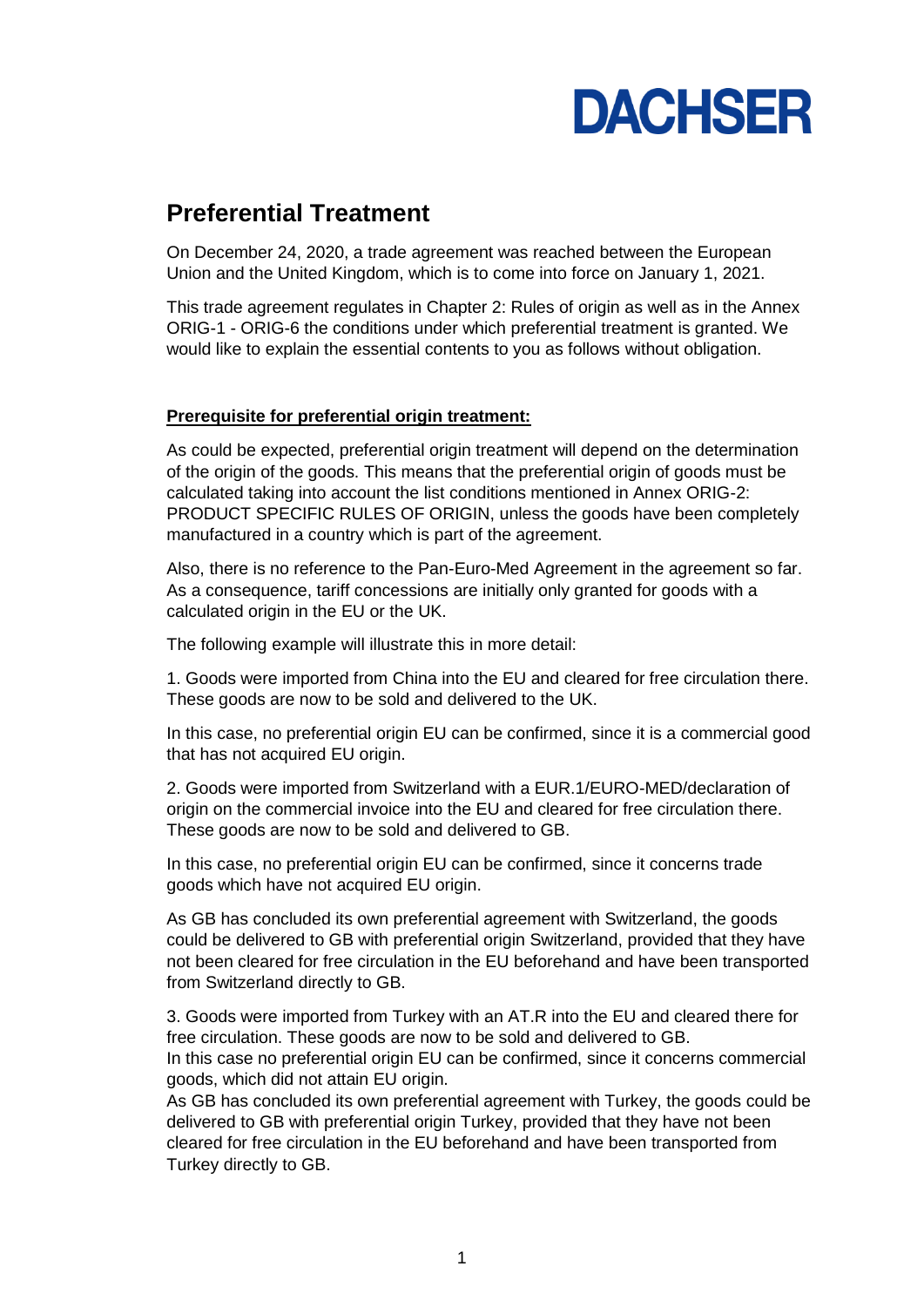DACHSER

# Preferential Treatment

On December 24, 2020, a trade agreement was reached between the European Union and the United Kingdom, which is to come into force on January 1, 2021.

This trade agreement regulates in Chapter 2: Rules of origin as well as in the Annex ORIG-1 - ORIG-6 the conditions under which preferential treatment is granted. We would like to explain the essential contents to you as follows without obligation.

**Prerequisite for preferential origin treatment:**

As could be expected, preferential origin treatment will depend on the determination of the origin of the goods. This means that the preferential origin of goods must be calculated taking into account the list conditions mentioned in Annex ORIG-2: PRODUCT SPECIFIC RULES OF ORIGIN, unless the goods have been completely manufactured in a country which is part of the agreement.

Also, there is no reference to the Pan-Euro-Med Agreement in the agreement so far. As a consequence, tariff concessions are initially only granted for goods with a calculated origin in the EU or the UK.

The following example will illustrate this in more detail:

1. Goods were imported from China into the EU and cleared for free circulation there. These goods are now to be sold and delivered to the UK.

In this case, no preferential origin EU can be confirmed, since it is a commercial good that has not acquired EU origin.

2. Goods were imported from Switzerland with a EUR.1/EURO-MED/declaration of origin on the commercial invoice into the EU and cleared for free circulation there. These goods are now to be sold and delivered to GB.

In this case, no preferential origin EU can be confirmed, since it concerns trade goods which have not acquired EU origin.

As GB has concluded its own preferential agreement with Switzerland, the goods could be delivered to GB with preferential origin Switzerland, provided that they have not been cleared for free circulation in the EU beforehand and have been transported from Switzerland directly to GB.

3. Goods were imported from Turkey with an AT.R into the EU and cleared there for free circulation. These goods are now to be sold and delivered to GB.
In this case no preferential origin EU can be confirmed, since it concerns commercial goods, which did not attain EU origin.
As GB has concluded its own preferential agreement with Turkey, the goods could be delivered to GB with preferential origin Turkey, provided that they have not been cleared for free circulation in the EU beforehand and have been transported from Turkey directly to GB.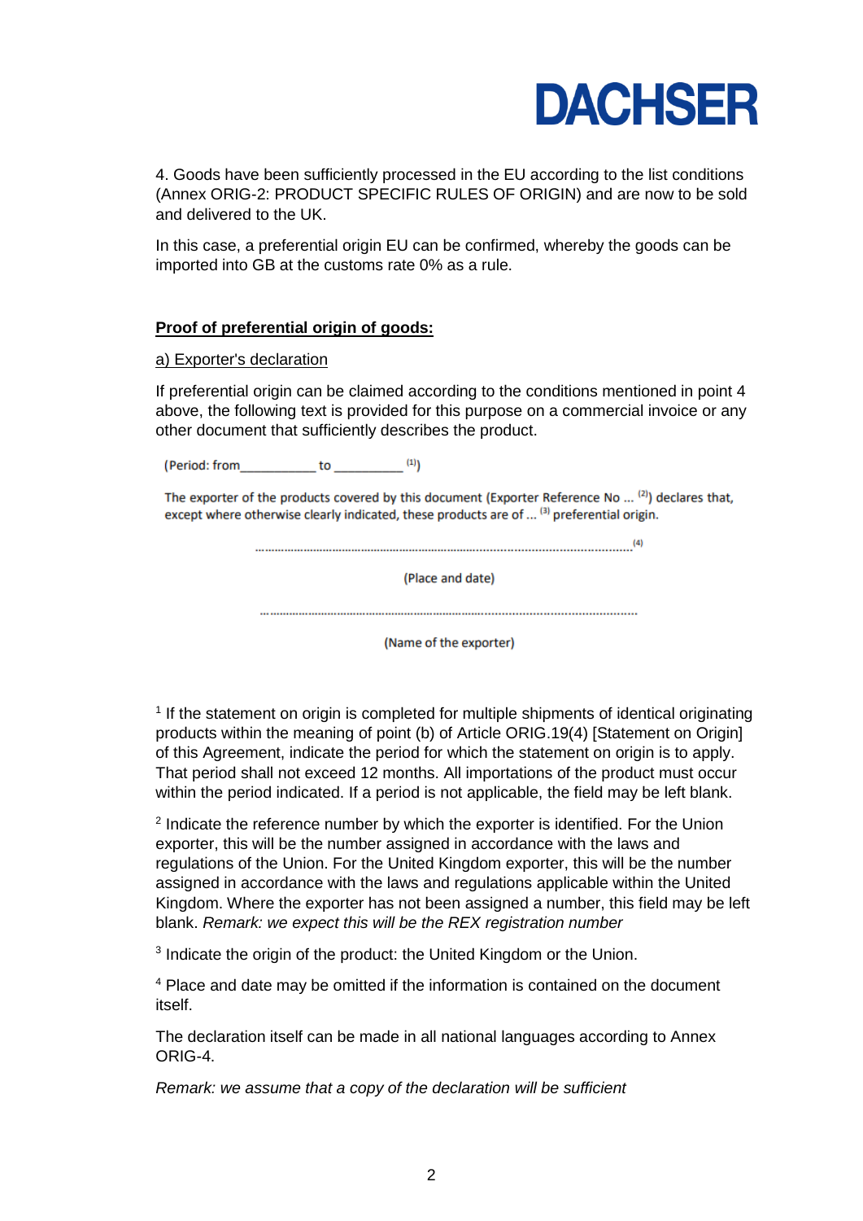4. Goods have been sufficiently processed in the EU according to the list conditions (Annex ORIG-2: PRODUCT SPECIFIC RULES OF ORIGIN) and are now to be sold and delivered to the UK.

In this case, a preferential origin EU can be confirmed, whereby the goods can be imported into GB at the customs rate 0% as a rule.

**Proof of preferential origin of goods:**

a) Exporter's declaration

If preferential origin can be claimed according to the conditions mentioned in point 4 above, the following text is provided for this purpose on a commercial invoice or any other document that sufficiently describes the product.

(Period: from__________ to _________ [1])

The exporter of the products covered by this document (Exporter Reference No ... [2]) declares that, except where otherwise clearly indicated, these products are of ... [3] preferential origin.

..................................................................................................................[4]

(Place and date)

..................................................................................................................

(Name of the exporter)

[1] If the statement on origin is completed for multiple shipments of identical originating products within the meaning of point (b) of Article ORIG.19(4) [Statement on Origin] of this Agreement, indicate the period for which the statement on origin is to apply. That period shall not exceed 12 months. All importations of the product must occur within the period indicated. If a period is not applicable, the field may be left blank.

[2] Indicate the reference number by which the exporter is identified. For the Union exporter, this will be the number assigned in accordance with the laws and regulations of the Union. For the United Kingdom exporter, this will be the number assigned in accordance with the laws and regulations applicable within the United Kingdom. Where the exporter has not been assigned a number, this field may be left blank. *Remark: we expect this will be the REX registration number*

[3] Indicate the origin of the product: the United Kingdom or the Union.

[4] Place and date may be omitted if the information is contained on the document itself.

The declaration itself can be made in all national languages according to Annex ORIG-4.

*Remark: we assume that a copy of the declaration will be sufficient*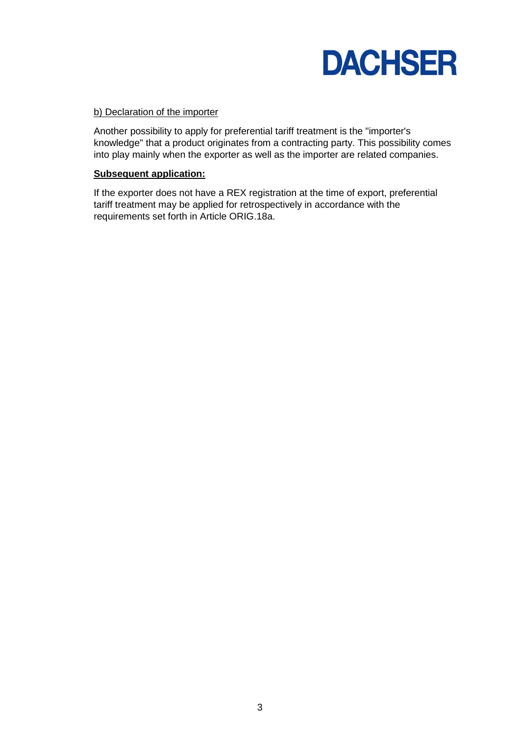b) Declaration of the importer

Another possibility to apply for preferential tariff treatment is the "importer's knowledge" that a product originates from a contracting party. This possibility comes into play mainly when the exporter as well as the importer are related companies.

**Subsequent application:**

If the exporter does not have a REX registration at the time of export, preferential tariff treatment may be applied for retrospectively in accordance with the requirements set forth in Article ORIG.18a.